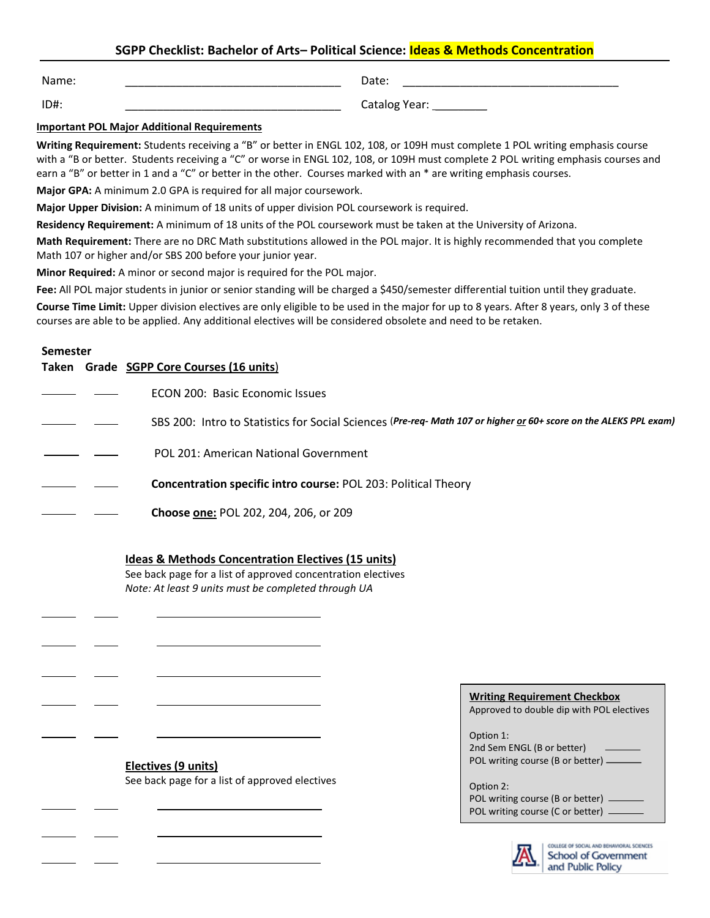## SGPP Checklist: Bachelor of Arts– Political Science: Ideas & Methods Concentration

Name: ___________________________________ Date: ___________________________________

ID#: ___________________________________ Catalog Year: _________

**Important POL Major Additional Requirements**

**Writing Requirement:** Students receiving a "B" or better in ENGL 102, 108, or 109H must complete 1 POL writing emphasis course with a "B or better. Students receiving a "C" or worse in ENGL 102, 108, or 109H must complete 2 POL writing emphasis courses and earn a "B" or better in 1 and a "C" or better in the other. Courses marked with an * are writing emphasis courses.

**Major GPA:** A minimum 2.0 GPA is required for all major coursework.

**Major Upper Division:** A minimum of 18 units of upper division POL coursework is required.

**Residency Requirement:** A minimum of 18 units of the POL coursework must be taken at the University of Arizona.

**Math Requirement:** There are no DRC Math substitutions allowed in the POL major. It is highly recommended that you complete Math 107 or higher and/or SBS 200 before your junior year.

**Minor Required:** A minor or second major is required for the POL major.

**Fee:** All POL major students in junior or senior standing will be charged a $450/semester differential tuition until they graduate.

**Course Time Limit:** Upper division electives are only eligible to be used in the major for up to 8 years. After 8 years, only 3 of these courses are able to be applied. Any additional electives will be considered obsolete and need to be retaken.

| Semester Taken | Grade | SGPP Core Courses (16 units) |
|---|---|---|
| ______ | ____ | ECON 200: Basic Economic Issues |
| ______ | ____ | SBS 200: Intro to Statistics for Social Sciences (*Pre-req- Math 107 or higher or 60+ score on the ALEKS PPL exam)* |
| ______ | ____ | POL 201: American National Government |
| ______ | ____ | **Concentration specific intro course:** POL 203: Political Theory |
| ______ | ____ | **Choose one:** POL 202, 204, 206, or 209 |

**Ideas & Methods Concentration Electives (15 units)**

See back page for a list of approved concentration electives

*Note: At least 9 units must be completed through UA*

| Semester Taken | Grade | Course |
|---|---|---|
| ______ | ____ | ________________________ |
| ______ | ____ | ________________________ |
| ______ | ____ | ________________________ |
| ______ | ____ | ________________________ |
| ______ | ____ | ________________________ |

**Electives (9 units)**

See back page for a list of approved electives

| Semester Taken | Grade | Course |
|---|---|---|
| ______ | ____ | ________________________ |
| ______ | ____ | ________________________ |
| ______ | ____ | ________________________ |

**Writing Requirement Checkbox**

Approved to double dip with POL electives

Option 1:
2nd Sem ENGL (B or better) ______
POL writing course (B or better) ______

Option 2:
POL writing course (B or better) ______
POL writing course (C or better) ______

College of Social and Behavioral Sciences
School of Government and Public Policy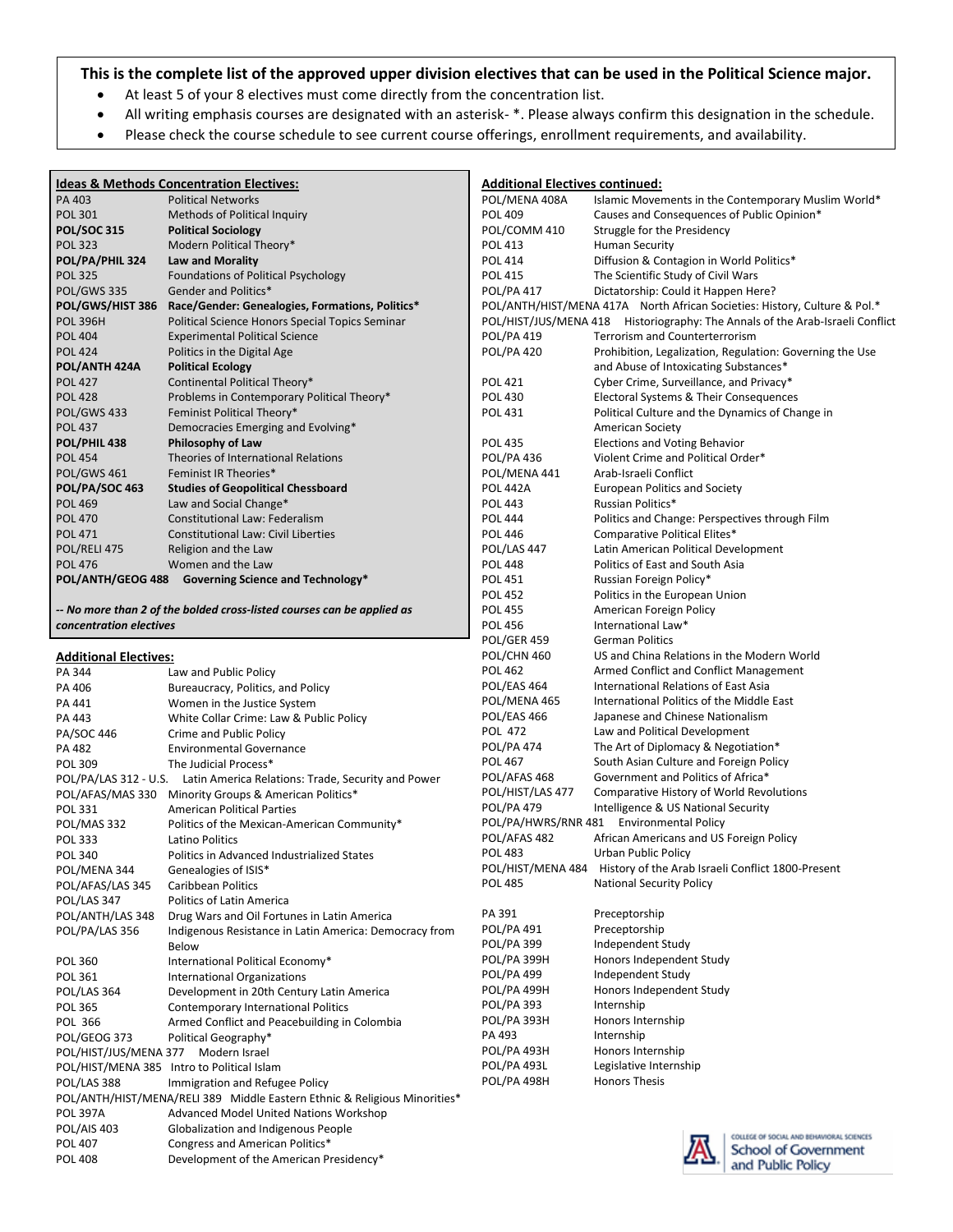**This is the complete list of the approved upper division electives that can be used in the Political Science major.**

- At least 5 of your 8 electives must come directly from the concentration list.
- All writing emphasis courses are designated with an asterisk- *. Please always confirm this designation in the schedule.
- Please check the course schedule to see current course offerings, enrollment requirements, and availability.

## Ideas & Methods Concentration Electives:

| | |
|---|---|
| PA 403 | Political Networks |
| POL 301 | Methods of Political Inquiry |
| **POL/SOC 315** | **Political Sociology** |
| POL 323 | Modern Political Theory* |
| **POL/PA/PHIL 324** | **Law and Morality** |
| POL 325 | Foundations of Political Psychology |
| POL/GWS 335 | Gender and Politics* |
| **POL/GWS/HIST 386** | **Race/Gender: Genealogies, Formations, Politics*** |
| POL 396H | Political Science Honors Special Topics Seminar |
| POL 404 | Experimental Political Science |
| POL 424 | Politics in the Digital Age |
| **POL/ANTH 424A** | **Political Ecology** |
| POL 427 | Continental Political Theory* |
| POL 428 | Problems in Contemporary Political Theory* |
| POL/GWS 433 | Feminist Political Theory* |
| POL 437 | Democracies Emerging and Evolving* |
| **POL/PHIL 438** | **Philosophy of Law** |
| POL 454 | Theories of International Relations |
| POL/GWS 461 | Feminist IR Theories* |
| **POL/PA/SOC 463** | **Studies of Geopolitical Chessboard** |
| POL 469 | Law and Social Change* |
| POL 470 | Constitutional Law: Federalism |
| POL 471 | Constitutional Law: Civil Liberties |
| POL/RELI 475 | Religion and the Law |
| POL 476 | Women and the Law |
| **POL/ANTH/GEOG 488** | **Governing Science and Technology*** |

***-- No more than 2 of the bolded cross-listed courses can be applied as concentration electives***

## Additional Electives:

| | |
|---|---|
| PA 344 | Law and Public Policy |
| PA 406 | Bureaucracy, Politics, and Policy |
| PA 441 | Women in the Justice System |
| PA 443 | White Collar Crime: Law & Public Policy |
| PA/SOC 446 | Crime and Public Policy |
| PA 482 | Environmental Governance |
| POL 309 | The Judicial Process* |
| POL/PA/LAS 312 - U.S. | Latin America Relations: Trade, Security and Power |
| POL/AFAS/MAS 330 | Minority Groups & American Politics* |
| POL 331 | American Political Parties |
| POL/MAS 332 | Politics of the Mexican-American Community* |
| POL 333 | Latino Politics |
| POL 340 | Politics in Advanced Industrialized States |
| POL/MENA 344 | Genealogies of ISIS* |
| POL/AFAS/LAS 345 | Caribbean Politics |
| POL/LAS 347 | Politics of Latin America |
| POL/ANTH/LAS 348 | Drug Wars and Oil Fortunes in Latin America |
| POL/PA/LAS 356 | Indigenous Resistance in Latin America: Democracy from Below |
| POL 360 | International Political Economy* |
| POL 361 | International Organizations |
| POL/LAS 364 | Development in 20th Century Latin America |
| POL 365 | Contemporary International Politics |
| POL 366 | Armed Conflict and Peacebuilding in Colombia |
| POL/GEOG 373 | Political Geography* |
| POL/HIST/JUS/MENA 377 | Modern Israel |
| POL/HIST/MENA 385 | Intro to Political Islam |
| POL/LAS 388 | Immigration and Refugee Policy |
| POL/ANTH/HIST/MENA/RELI 389 | Middle Eastern Ethnic & Religious Minorities* |
| POL 397A | Advanced Model United Nations Workshop |
| POL/AIS 403 | Globalization and Indigenous People |
| POL 407 | Congress and American Politics* |
| POL 408 | Development of the American Presidency* |

## Additional Electives continued:

| | |
|---|---|
| POL/MENA 408A | Islamic Movements in the Contemporary Muslim World* |
| POL 409 | Causes and Consequences of Public Opinion* |
| POL/COMM 410 | Struggle for the Presidency |
| POL 413 | Human Security |
| POL 414 | Diffusion & Contagion in World Politics* |
| POL 415 | The Scientific Study of Civil Wars |
| POL/PA 417 | Dictatorship: Could it Happen Here? |
| POL/ANTH/HIST/MENA 417A | North African Societies: History, Culture & Pol.* |
| POL/HIST/JUS/MENA 418 | Historiography: The Annals of the Arab-Israeli Conflict |
| POL/PA 419 | Terrorism and Counterterrorism |
| POL/PA 420 | Prohibition, Legalization, Regulation: Governing the Use and Abuse of Intoxicating Substances* |
| POL 421 | Cyber Crime, Surveillance, and Privacy* |
| POL 430 | Electoral Systems & Their Consequences |
| POL 431 | Political Culture and the Dynamics of Change in American Society |
| POL 435 | Elections and Voting Behavior |
| POL/PA 436 | Violent Crime and Political Order* |
| POL/MENA 441 | Arab-Israeli Conflict |
| POL 442A | European Politics and Society |
| POL 443 | Russian Politics* |
| POL 444 | Politics and Change: Perspectives through Film |
| POL 446 | Comparative Political Elites* |
| POL/LAS 447 | Latin American Political Development |
| POL 448 | Politics of East and South Asia |
| POL 451 | Russian Foreign Policy* |
| POL 452 | Politics in the European Union |
| POL 455 | American Foreign Policy |
| POL 456 | International Law* |
| POL/GER 459 | German Politics |
| POL/CHN 460 | US and China Relations in the Modern World |
| POL 462 | Armed Conflict and Conflict Management |
| POL/EAS 464 | International Relations of East Asia |
| POL/MENA 465 | International Politics of the Middle East |
| POL/EAS 466 | Japanese and Chinese Nationalism |
| POL 472 | Law and Political Development |
| POL/PA 474 | The Art of Diplomacy & Negotiation* |
| POL 467 | South Asian Culture and Foreign Policy |
| POL/AFAS 468 | Government and Politics of Africa* |
| POL/HIST/LAS 477 | Comparative History of World Revolutions |
| POL/PA 479 | Intelligence & US National Security |
| POL/PA/HWRS/RNR 481 | Environmental Policy |
| POL/AFAS 482 | African Americans and US Foreign Policy |
| POL 483 | Urban Public Policy |
| POL/HIST/MENA 484 | History of the Arab Israeli Conflict 1800-Present |
| POL 485 | National Security Policy |

| | |
|---|---|
| PA 391 | Preceptorship |
| POL/PA 491 | Preceptorship |
| POL/PA 399 | Independent Study |
| POL/PA 399H | Honors Independent Study |
| POL/PA 499 | Independent Study |
| POL/PA 499H | Honors Independent Study |
| POL/PA 393 | Internship |
| POL/PA 393H | Honors Internship |
| PA 493 | Internship |
| POL/PA 493H | Honors Internship |
| POL/PA 493L | Legislative Internship |
| POL/PA 498H | Honors Thesis |

College of Social and Behavioral Sciences
School of Government and Public Policy